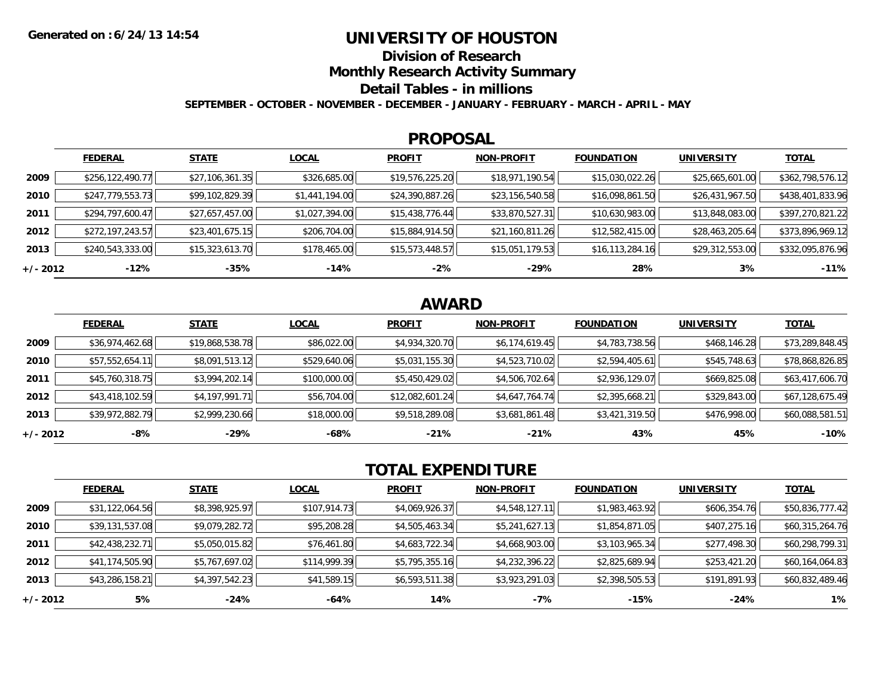Generated on :6/24/13 14:54

# UNIVERSITY OF HOUSTON

## Division of Research

## Monthly Research Activity Summary

## Detail Tables - in millions

**SEPTEMBER - OCTOBER - NOVEMBER - DECEMBER - JANUARY - FEBRUARY - MARCH - APRIL - MAY**

## PROPOSAL

| | FEDERAL | STATE | LOCAL | PROFIT | NON-PROFIT | FOUNDATION | UNIVERSITY | TOTAL |
|---|---|---|---|---|---|---|---|---|
| 2009 | $256,122,490.77 | $27,106,361.35 | $326,685.00 | $19,576,225.20 | $18,971,190.54 | $15,030,022.26 | $25,665,601.00 | $362,798,576.12 |
| 2010 | $247,779,553.73 | $99,102,829.39 | $1,441,194.00 | $24,390,887.26 | $23,156,540.58 | $16,098,861.50 | $26,431,967.50 | $438,401,833.96 |
| 2011 | $294,797,600.47 | $27,657,457.00 | $1,027,394.00 | $15,438,776.44 | $33,870,527.31 | $10,630,983.00 | $13,848,083.00 | $397,270,821.22 |
| 2012 | $272,197,243.57 | $23,401,675.15 | $206,704.00 | $15,884,914.50 | $21,160,811.26 | $12,582,415.00 | $28,463,205.64 | $373,896,969.12 |
| 2013 | $240,543,333.00 | $15,323,613.70 | $178,465.00 | $15,573,448.57 | $15,051,179.53 | $16,113,284.16 | $29,312,553.00 | $332,095,876.96 |
| +/- 2012 | -12% | -35% | -14% | -2% | -29% | 28% | 3% | -11% |

## AWARD

| | FEDERAL | STATE | LOCAL | PROFIT | NON-PROFIT | FOUNDATION | UNIVERSITY | TOTAL |
|---|---|---|---|---|---|---|---|---|
| 2009 | $36,974,462.68 | $19,868,538.78 | $86,022.00 | $4,934,320.70 | $6,174,619.45 | $4,783,738.56 | $468,146.28 | $73,289,848.45 |
| 2010 | $57,552,654.11 | $8,091,513.12 | $529,640.06 | $5,031,155.30 | $4,523,710.02 | $2,594,405.61 | $545,748.63 | $78,868,826.85 |
| 2011 | $45,760,318.75 | $3,994,202.14 | $100,000.00 | $5,450,429.02 | $4,506,702.64 | $2,936,129.07 | $669,825.08 | $63,417,606.70 |
| 2012 | $43,418,102.59 | $4,197,991.71 | $56,704.00 | $12,082,601.24 | $4,647,764.74 | $2,395,668.21 | $329,843.00 | $67,128,675.49 |
| 2013 | $39,972,882.79 | $2,999,230.66 | $18,000.00 | $9,518,289.08 | $3,681,861.48 | $3,421,319.50 | $476,998.00 | $60,088,581.51 |
| +/- 2012 | -8% | -29% | -68% | -21% | -21% | 43% | 45% | -10% |

## TOTAL EXPENDITURE

| | FEDERAL | STATE | LOCAL | PROFIT | NON-PROFIT | FOUNDATION | UNIVERSITY | TOTAL |
|---|---|---|---|---|---|---|---|---|
| 2009 | $31,122,064.56 | $8,398,925.97 | $107,914.73 | $4,069,926.37 | $4,548,127.11 | $1,983,463.92 | $606,354.76 | $50,836,777.42 |
| 2010 | $39,131,537.08 | $9,079,282.72 | $95,208.28 | $4,505,463.34 | $5,241,627.13 | $1,854,871.05 | $407,275.16 | $60,315,264.76 |
| 2011 | $42,438,232.71 | $5,050,015.82 | $76,461.80 | $4,683,722.34 | $4,668,903.00 | $3,103,965.34 | $277,498.30 | $60,298,799.31 |
| 2012 | $41,174,505.90 | $5,767,697.02 | $114,999.39 | $5,795,355.16 | $4,232,396.22 | $2,825,689.94 | $253,421.20 | $60,164,064.83 |
| 2013 | $43,286,158.21 | $4,397,542.23 | $41,589.15 | $6,593,511.38 | $3,923,291.03 | $2,398,505.53 | $191,891.93 | $60,832,489.46 |
| +/- 2012 | 5% | -24% | -64% | 14% | -7% | -15% | -24% | 1% |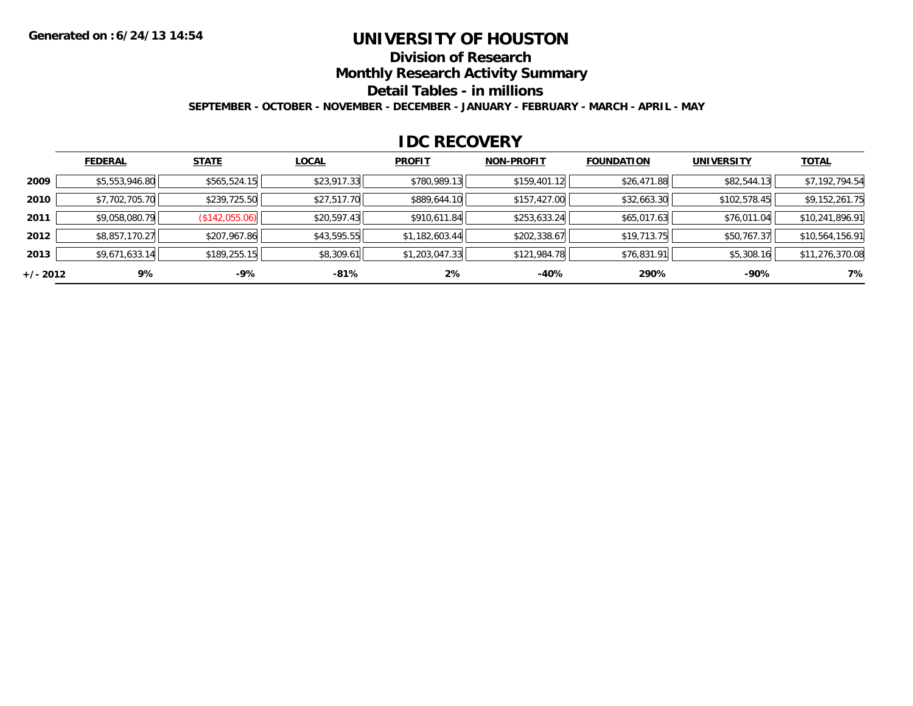Generated on : 6/24/13 14:54

# UNIVERSITY OF HOUSTON

## Division of Research

## Monthly Research Activity Summary

## Detail Tables - in millions

**SEPTEMBER - OCTOBER - NOVEMBER - DECEMBER - JANUARY - FEBRUARY - MARCH - APRIL - MAY**

## IDC RECOVERY

| | FEDERAL | STATE | LOCAL | PROFIT | NON-PROFIT | FOUNDATION | UNIVERSITY | TOTAL |
|---|---|---|---|---|---|---|---|---|
| **2009** | $5,553,946.80 | $565,524.15 | $23,917.33 | $780,989.13 | $159,401.12 | $26,471.88 | $82,544.13 | $7,192,794.54 |
| **2010** | $7,702,705.70 | $239,725.50 | $27,517.70 | $889,644.10 | $157,427.00 | $32,663.30 | $102,578.45 | $9,152,261.75 |
| **2011** | $9,058,080.79 | ($142,055.06) | $20,597.43 | $910,611.84 | $253,633.24 | $65,017.63 | $76,011.04 | $10,241,896.91 |
| **2012** | $8,857,170.27 | $207,967.86 | $43,595.55 | $1,182,603.44 | $202,338.67 | $19,713.75 | $50,767.37 | $10,564,156.91 |
| **2013** | $9,671,633.14 | $189,255.15 | $8,309.61 | $1,203,047.33 | $121,984.78 | $76,831.91 | $5,308.16 | $11,276,370.08 |
| **+/- 2012** | **9%** | **-9%** | **-81%** | **2%** | **-40%** | **290%** | **-90%** | **7%** |